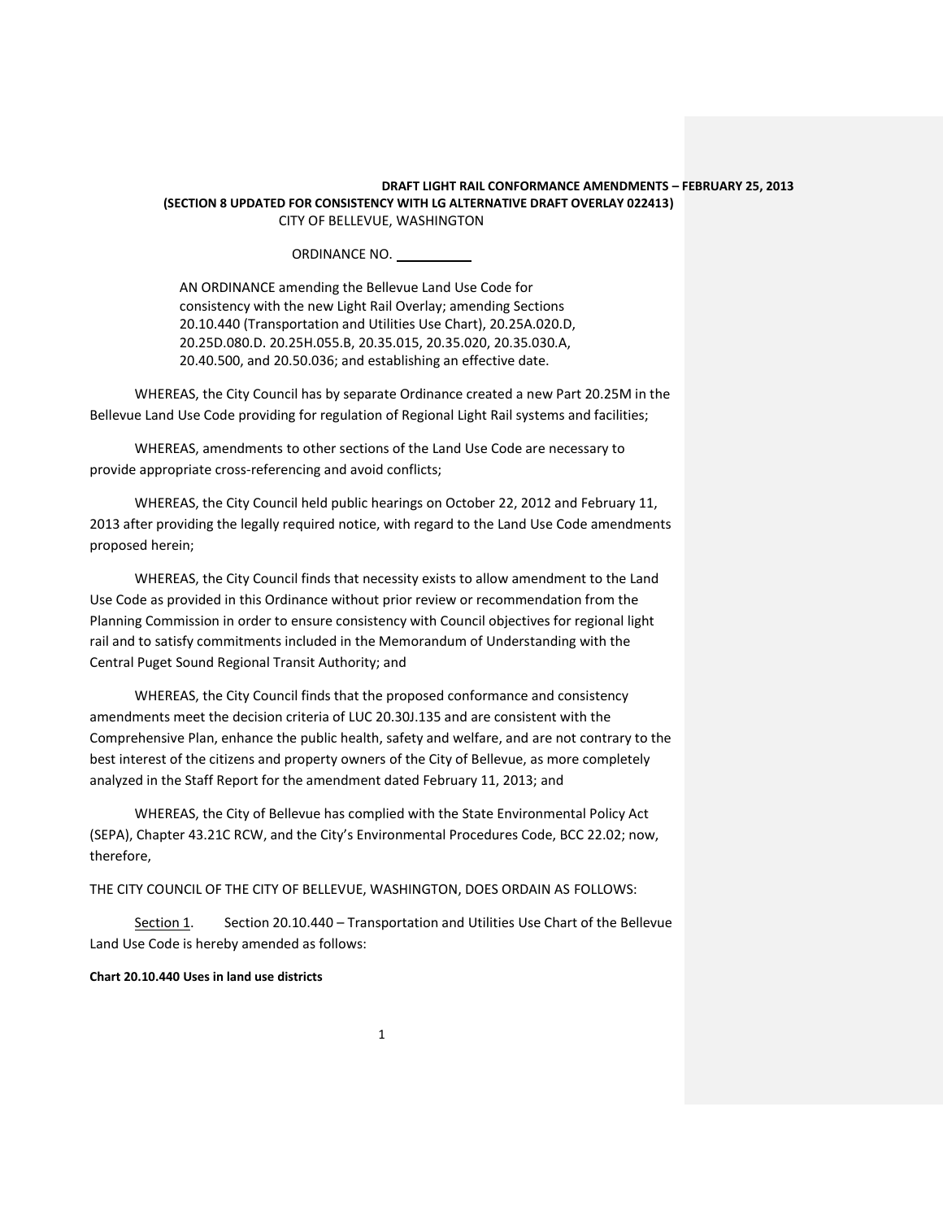**DRAFT LIGHT RAIL CONFORMANCE AMENDMENTS – FEBRUARY 25, 2013**
**(SECTION 8 UPDATED FOR CONSISTENCY WITH LG ALTERNATIVE DRAFT OVERLAY 022413)**

CITY OF BELLEVUE, WASHINGTON

ORDINANCE NO. \_\_\_\_\_\_\_\_\_\_\_

AN ORDINANCE amending the Bellevue Land Use Code for consistency with the new Light Rail Overlay; amending Sections 20.10.440 (Transportation and Utilities Use Chart), 20.25A.020.D, 20.25D.080.D. 20.25H.055.B, 20.35.015, 20.35.020, 20.35.030.A, 20.40.500, and 20.50.036; and establishing an effective date.

WHEREAS, the City Council has by separate Ordinance created a new Part 20.25M in the Bellevue Land Use Code providing for regulation of Regional Light Rail systems and facilities;

WHEREAS, amendments to other sections of the Land Use Code are necessary to provide appropriate cross-referencing and avoid conflicts;

WHEREAS, the City Council held public hearings on October 22, 2012 and February 11, 2013 after providing the legally required notice, with regard to the Land Use Code amendments proposed herein;

WHEREAS, the City Council finds that necessity exists to allow amendment to the Land Use Code as provided in this Ordinance without prior review or recommendation from the Planning Commission in order to ensure consistency with Council objectives for regional light rail and to satisfy commitments included in the Memorandum of Understanding with the Central Puget Sound Regional Transit Authority; and

WHEREAS, the City Council finds that the proposed conformance and consistency amendments meet the decision criteria of LUC 20.30J.135 and are consistent with the Comprehensive Plan, enhance the public health, safety and welfare, and are not contrary to the best interest of the citizens and property owners of the City of Bellevue, as more completely analyzed in the Staff Report for the amendment dated February 11, 2013; and

WHEREAS, the City of Bellevue has complied with the State Environmental Policy Act (SEPA), Chapter 43.21C RCW, and the City's Environmental Procedures Code, BCC 22.02; now, therefore,

THE CITY COUNCIL OF THE CITY OF BELLEVUE, WASHINGTON, DOES ORDAIN AS FOLLOWS:

Section 1. Section 20.10.440 – Transportation and Utilities Use Chart of the Bellevue Land Use Code is hereby amended as follows:

**Chart 20.10.440 Uses in land use districts**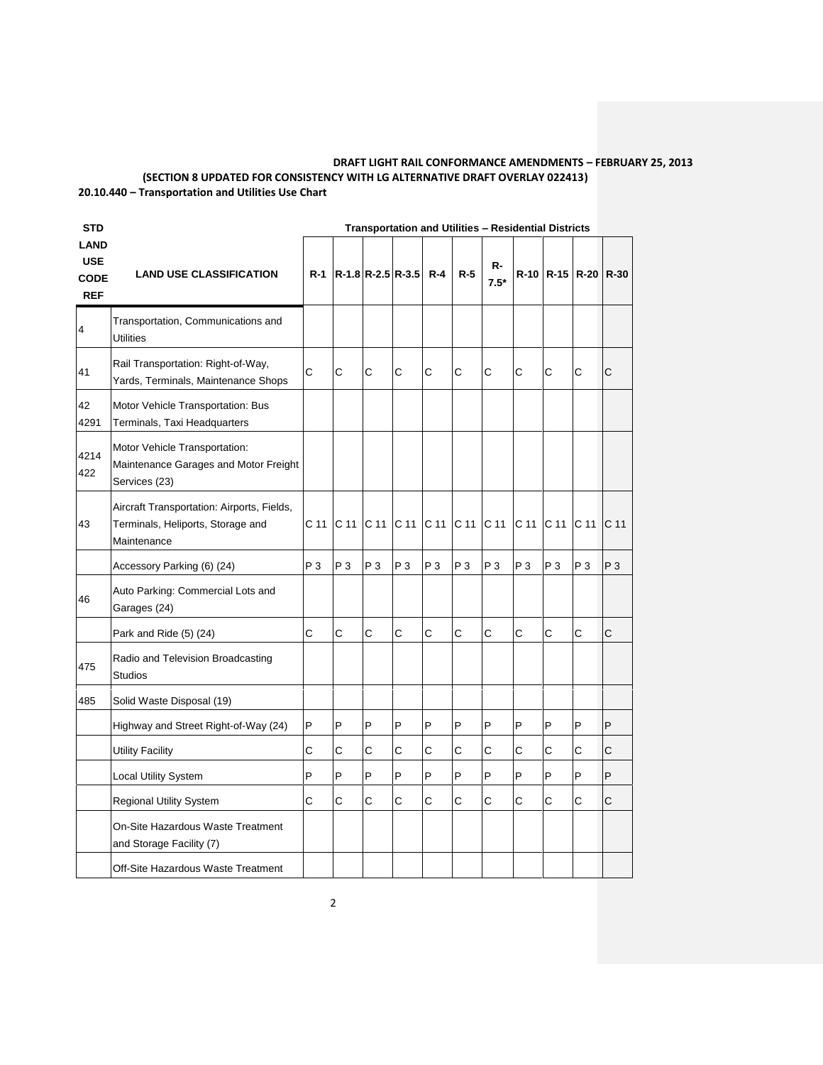**DRAFT LIGHT RAIL CONFORMANCE AMENDMENTS – FEBRUARY 25, 2013**

**(SECTION 8 UPDATED FOR CONSISTENCY WITH LG ALTERNATIVE DRAFT OVERLAY 022413)**

**20.10.440 – Transportation and Utilities Use Chart**

| STD LAND USE CODE REF | LAND USE CLASSIFICATION | Transportation and Utilities – Residential Districts | | | | | | | | | | |
|---|---|---|---|---|---|---|---|---|---|---|---|---|
| | | R-1 | R-1.8 | R-2.5 | R-3.5 | R-4 | R-5 | R-7.5* | R-10 | R-15 | R-20 | R-30 |
| 4 | Transportation, Communications and Utilities | | | | | | | | | | | |
| 41 | Rail Transportation: Right-of-Way, Yards, Terminals, Maintenance Shops | C | C | C | C | C | C | C | C | C | C | C |
| 42 4291 | Motor Vehicle Transportation: Bus Terminals, Taxi Headquarters | | | | | | | | | | | |
| 4214 422 | Motor Vehicle Transportation: Maintenance Garages and Motor Freight Services (23) | | | | | | | | | | | |
| 43 | Aircraft Transportation: Airports, Fields, Terminals, Heliports, Storage and Maintenance | C 11 | C 11 | C 11 | C 11 | C 11 | C 11 | C 11 | C 11 | C 11 | C 11 | C 11 |
| | Accessory Parking (6) (24) | P 3 | P 3 | P 3 | P 3 | P 3 | P 3 | P 3 | P 3 | P 3 | P 3 | P 3 |
| 46 | Auto Parking: Commercial Lots and Garages (24) | | | | | | | | | | | |
| | Park and Ride (5) (24) | C | C | C | C | C | C | C | C | C | C | C |
| 475 | Radio and Television Broadcasting Studios | | | | | | | | | | | |
| 485 | Solid Waste Disposal (19) | | | | | | | | | | | |
| | Highway and Street Right-of-Way (24) | P | P | P | P | P | P | P | P | P | P | P |
| | Utility Facility | C | C | C | C | C | C | C | C | C | C | C |
| | Local Utility System | P | P | P | P | P | P | P | P | P | P | P |
| | Regional Utility System | C | C | C | C | C | C | C | C | C | C | C |
| | On-Site Hazardous Waste Treatment and Storage Facility (7) | | | | | | | | | | | |
| | Off-Site Hazardous Waste Treatment | | | | | | | | | | | |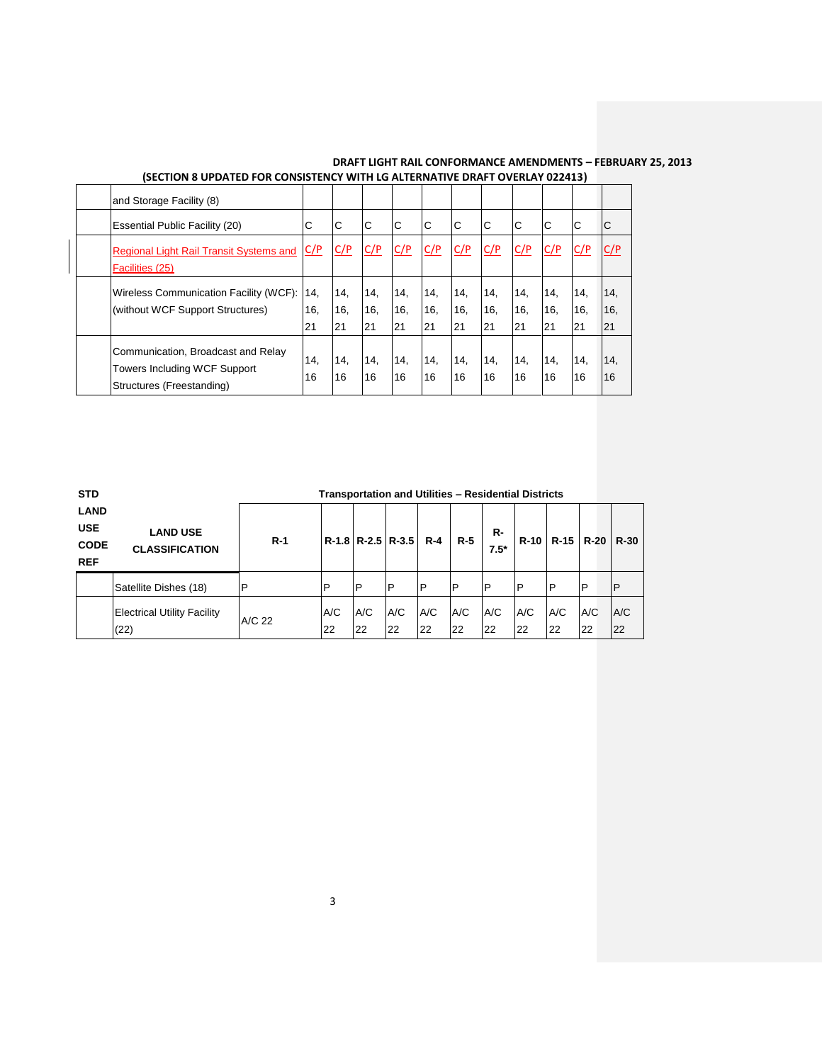**DRAFT LIGHT RAIL CONFORMANCE AMENDMENTS – FEBRUARY 25, 2013**
**(SECTION 8 UPDATED FOR CONSISTENCY WITH LG ALTERNATIVE DRAFT OVERLAY 022413)**

| | | | | | | | | | | | | |
|---|---|---|---|---|---|---|---|---|---|---|---|---|
| | and Storage Facility (8) | | | | | | | | | | | |
| | Essential Public Facility (20) | C | C | C | C | C | C | C | C | C | C | C |
| | Regional Light Rail Transit Systems and Facilities (25) | C/P | C/P | C/P | C/P | C/P | C/P | C/P | C/P | C/P | C/P | C/P |
| | Wireless Communication Facility (WCF): (without WCF Support Structures) | 14, 16, 21 | 14, 16, 21 | 14, 16, 21 | 14, 16, 21 | 14, 16, 21 | 14, 16, 21 | 14, 16, 21 | 14, 16, 21 | 14, 16, 21 | 14, 16, 21 | 14, 16, 21 |
| | Communication, Broadcast and Relay Towers Including WCF Support Structures (Freestanding) | 14, 16 | 14, 16 | 14, 16 | 14, 16 | 14, 16 | 14, 16 | 14, 16 | 14, 16 | 14, 16 | 14, 16 | 14, 16 |

**Transportation and Utilities – Residential Districts**

| STD LAND USE CODE REF | LAND USE CLASSIFICATION | R-1 | R-1.8 | R-2.5 | R-3.5 | R-4 | R-5 | R-7.5* | R-10 | R-15 | R-20 | R-30 |
|---|---|---|---|---|---|---|---|---|---|---|---|---|
| | Satellite Dishes (18) | P | P | P | P | P | P | P | P | P | P | P |
| | Electrical Utility Facility (22) | A/C 22 | A/C 22 | A/C 22 | A/C 22 | A/C 22 | A/C 22 | A/C 22 | A/C 22 | A/C 22 | A/C 22 | A/C 22 |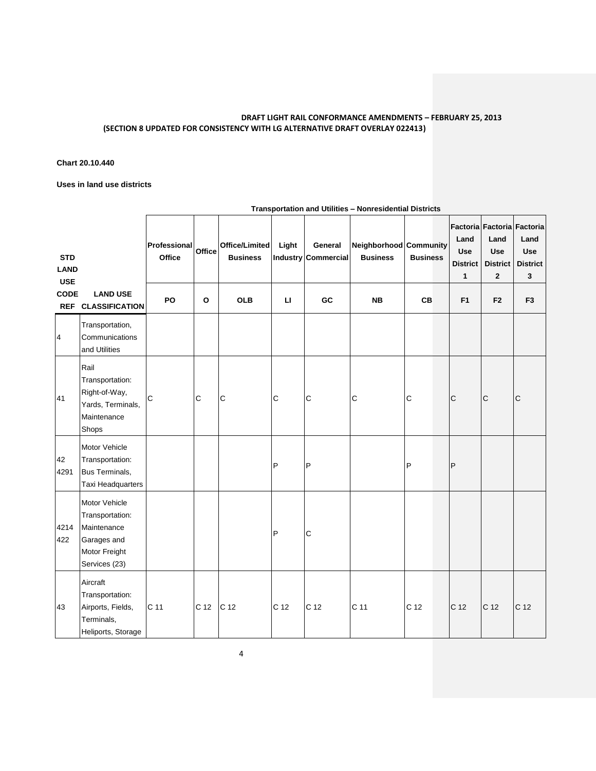**DRAFT LIGHT RAIL CONFORMANCE AMENDMENTS – FEBRUARY 25, 2013**
**(SECTION 8 UPDATED FOR CONSISTENCY WITH LG ALTERNATIVE DRAFT OVERLAY 022413)**

**Chart 20.10.440**

**Uses in land use districts**

**Transportation and Utilities – Nonresidential Districts**

| STD LAND USE CODE REF | LAND USE CLASSIFICATION | Professional Office PO | Office O | Office/Limited Business OLB | Light Industry LI | General Commercial GC | Neighborhood Business NB | Community Business CB | Factoria Land Use District 1 F1 | Factoria Land Use District 2 F2 | Factoria Land Use District 3 F3 |
|---|---|---|---|---|---|---|---|---|---|---|---|
| 4 | Transportation, Communications and Utilities | | | | | | | | | | |
| 41 | Rail Transportation: Right-of-Way, Yards, Terminals, Maintenance Shops | C | C | C | C | C | C | C | C | C | C |
| 42 4291 | Motor Vehicle Transportation: Bus Terminals, Taxi Headquarters | | | | P | P | | P | P | | |
| 4214 422 | Motor Vehicle Transportation: Maintenance Garages and Motor Freight Services (23) | | | | P | C | | | | | |
| 43 | Aircraft Transportation: Airports, Fields, Terminals, Heliports, Storage | C 11 | C 12 | C 12 | C 12 | C 12 | C 11 | C 12 | C 12 | C 12 | C 12 |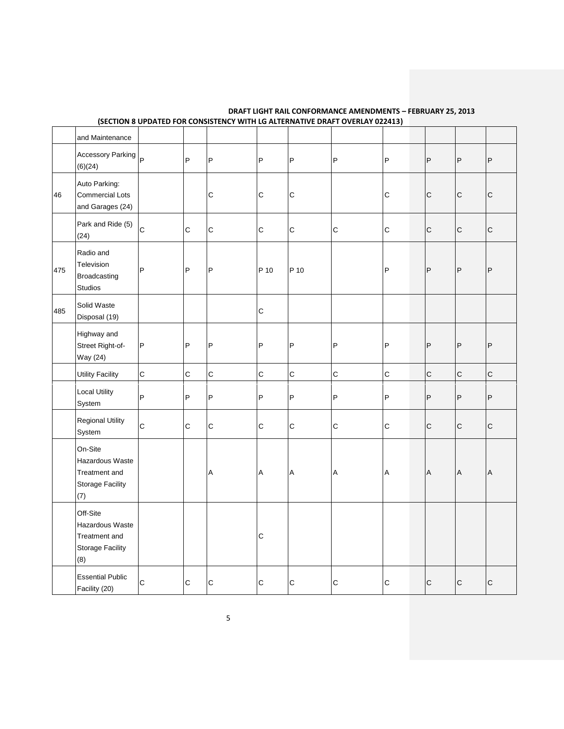**DRAFT LIGHT RAIL CONFORMANCE AMENDMENTS – FEBRUARY 25, 2013**
**(SECTION 8 UPDATED FOR CONSISTENCY WITH LG ALTERNATIVE DRAFT OVERLAY 022413)**

| | | | | | | | | | | | |
|---|---|---|---|---|---|---|---|---|---|---|---|
| | and Maintenance | | | | | | | | | | |
| | Accessory Parking (6)(24) | P | P | P | P | P | P | P | P | P | P |
| 46 | Auto Parking: Commercial Lots and Garages (24) | | | C | C | C | | C | C | C | C |
| | Park and Ride (5) (24) | C | C | C | C | C | C | C | C | C | C |
| 475 | Radio and Television Broadcasting Studios | P | P | P | P 10 | P 10 | | P | P | P | P |
| 485 | Solid Waste Disposal (19) | | | | C | | | | | | |
| | Highway and Street Right-of-Way (24) | P | P | P | P | P | P | P | P | P | P |
| | Utility Facility | C | C | C | C | C | C | C | C | C | C |
| | Local Utility System | P | P | P | P | P | P | P | P | P | P |
| | Regional Utility System | C | C | C | C | C | C | C | C | C | C |
| | On-Site Hazardous Waste Treatment and Storage Facility (7) | | | A | A | A | A | A | A | A | A |
| | Off-Site Hazardous Waste Treatment and Storage Facility (8) | | | | C | | | | | | |
| | Essential Public Facility (20) | C | C | C | C | C | C | C | C | C | C |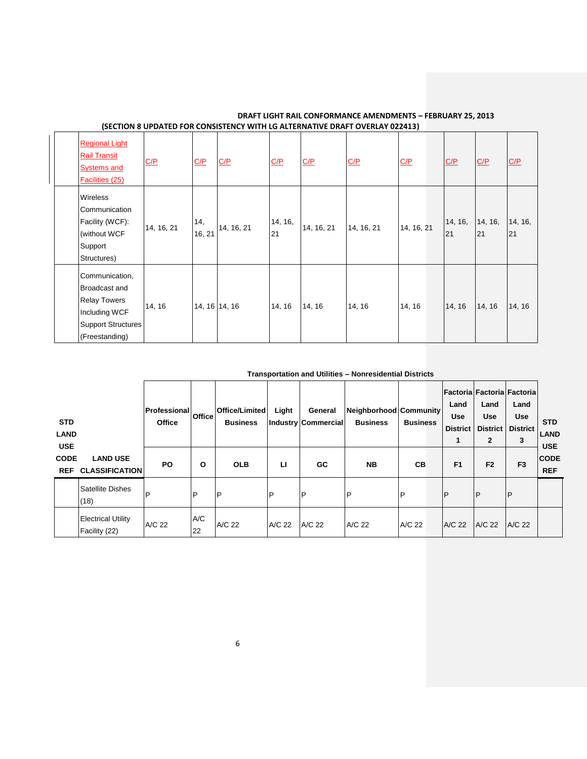**DRAFT LIGHT RAIL CONFORMANCE AMENDMENTS – FEBRUARY 25, 2013**
**(SECTION 8 UPDATED FOR CONSISTENCY WITH LG ALTERNATIVE DRAFT OVERLAY 022413)**

| STD LAND USE CODE REF | LAND USE CLASSIFICATION | PO | O | OLB | LI | GC | NB | CB | F1 | F2 | F3 |
|---|---|---|---|---|---|---|---|---|---|---|---|
| | Regional Light Rail Transit Systems and Facilities (25) | C/P | C/P | C/P | C/P | C/P | C/P | C/P | C/P | C/P | C/P |
| | Wireless Communication Facility (WCF): (without WCF Support Structures) | 14, 16, 21 | 14, 16, 21 | 14, 16, 21 | 14, 16, 21 | 14, 16, 21 | 14, 16, 21 | 14, 16, 21 | 14, 16, 21 | 14, 16, 21 | 14, 16, 21 |
| | Communication, Broadcast and Relay Towers Including WCF Support Structures (Freestanding) | 14, 16 | 14, 16 | 14, 16 | 14, 16 | 14, 16 | 14, 16 | 14, 16 | 14, 16 | 14, 16 | 14, 16 |

**Transportation and Utilities – Nonresidential Districts**

| STD LAND USE CODE REF | LAND USE CLASSIFICATION | Professional Office | Office | Office/Limited Business | Light Industry | General Commercial | Neighborhood Business | Community Business | Factoria Land Use District 1 | Factoria Land Use District 2 | Factoria Land Use District 3 | STD LAND USE CODE REF |
|---|---|---|---|---|---|---|---|---|---|---|---|---|
| | | PO | O | OLB | LI | GC | NB | CB | F1 | F2 | F3 | |
| | Satellite Dishes (18) | P | P | P | P | P | P | P | P | P | P | |
| | Electrical Utility Facility (22) | A/C 22 | A/C 22 | A/C 22 | A/C 22 | A/C 22 | A/C 22 | A/C 22 | A/C 22 | A/C 22 | A/C 22 | |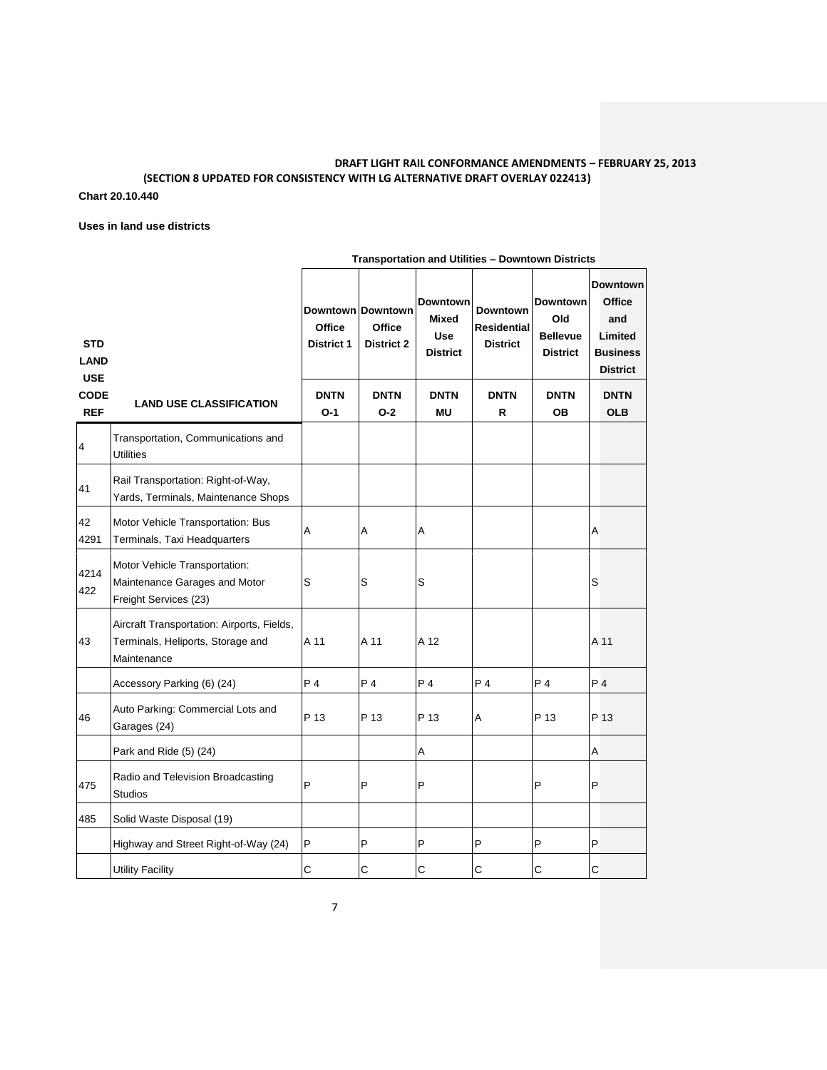**DRAFT LIGHT RAIL CONFORMANCE AMENDMENTS – FEBRUARY 25, 2013**
**(SECTION 8 UPDATED FOR CONSISTENCY WITH LG ALTERNATIVE DRAFT OVERLAY 022413)**

**Chart 20.10.440**

**Uses in land use districts**

**Transportation and Utilities – Downtown Districts**

| STD LAND USE CODE REF | LAND USE CLASSIFICATION | Downtown Office District 1 DNTN O-1 | Downtown Office District 2 DNTN O-2 | Downtown Mixed Use District DNTN MU | Downtown Residential District DNTN R | Downtown Old Bellevue District DNTN OB | Downtown Office and Limited Business District DNTN OLB |
|---|---|---|---|---|---|---|---|
| 4 | Transportation, Communications and Utilities | | | | | | |
| 41 | Rail Transportation: Right-of-Way, Yards, Terminals, Maintenance Shops | | | | | | |
| 42 4291 | Motor Vehicle Transportation: Bus Terminals, Taxi Headquarters | A | A | A | | | A |
| 4214 422 | Motor Vehicle Transportation: Maintenance Garages and Motor Freight Services (23) | S | S | S | | | S |
| 43 | Aircraft Transportation: Airports, Fields, Terminals, Heliports, Storage and Maintenance | A 11 | A 11 | A 12 | | | A 11 |
| | Accessory Parking (6) (24) | P 4 | P 4 | P 4 | P 4 | P 4 | P 4 |
| 46 | Auto Parking: Commercial Lots and Garages (24) | P 13 | P 13 | P 13 | A | P 13 | P 13 |
| | Park and Ride (5) (24) | | | A | | | A |
| 475 | Radio and Television Broadcasting Studios | P | P | P | | P | P |
| 485 | Solid Waste Disposal (19) | | | | | | |
| | Highway and Street Right-of-Way (24) | P | P | P | P | P | P |
| | Utility Facility | C | C | C | C | C | C |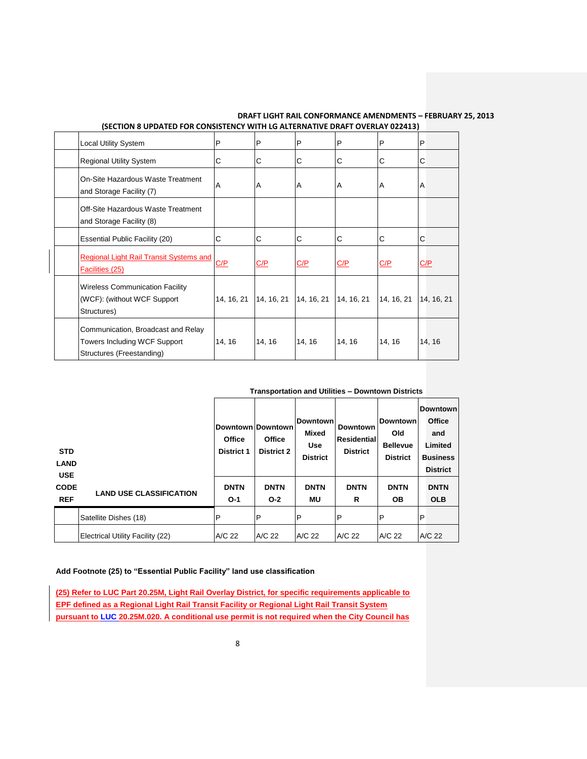**DRAFT LIGHT RAIL CONFORMANCE AMENDMENTS – FEBRUARY 25, 2013**
**(SECTION 8 UPDATED FOR CONSISTENCY WITH LG ALTERNATIVE DRAFT OVERLAY 022413)**

| | | | | | | | |
|---|---|---|---|---|---|---|---|
| | Local Utility System | P | P | P | P | P | P |
| | Regional Utility System | C | C | C | C | C | C |
| | On-Site Hazardous Waste Treatment and Storage Facility (7) | A | A | A | A | A | A |
| | Off-Site Hazardous Waste Treatment and Storage Facility (8) | | | | | | |
| | Essential Public Facility (20) | C | C | C | C | C | C |
| | Regional Light Rail Transit Systems and Facilities (25) | C/P | C/P | C/P | C/P | C/P | C/P |
| | Wireless Communication Facility (WCF): (without WCF Support Structures) | 14, 16, 21 | 14, 16, 21 | 14, 16, 21 | 14, 16, 21 | 14, 16, 21 | 14, 16, 21 |
| | Communication, Broadcast and Relay Towers Including WCF Support Structures (Freestanding) | 14, 16 | 14, 16 | 14, 16 | 14, 16 | 14, 16 | 14, 16 |

**Transportation and Utilities – Downtown Districts**

| STD LAND USE CODE REF | LAND USE CLASSIFICATION | Downtown Office District 1 | Downtown Office District 2 | Downtown Mixed Use District | Downtown Residential District | Downtown Old Bellevue District | Downtown Office and Limited Business District |
|---|---|---|---|---|---|---|---|
| | | DNTN O-1 | DNTN O-2 | DNTN MU | DNTN R | DNTN OB | DNTN OLB |
| | Satellite Dishes (18) | P | P | P | P | P | P |
| | Electrical Utility Facility (22) | A/C 22 | A/C 22 | A/C 22 | A/C 22 | A/C 22 | A/C 22 |

**Add Footnote (25) to "Essential Public Facility" land use classification**

**(25) Refer to LUC Part 20.25M, Light Rail Overlay District, for specific requirements applicable to EPF defined as a Regional Light Rail Transit Facility or Regional Light Rail Transit System pursuant to LUC 20.25M.020. A conditional use permit is not required when the City Council has**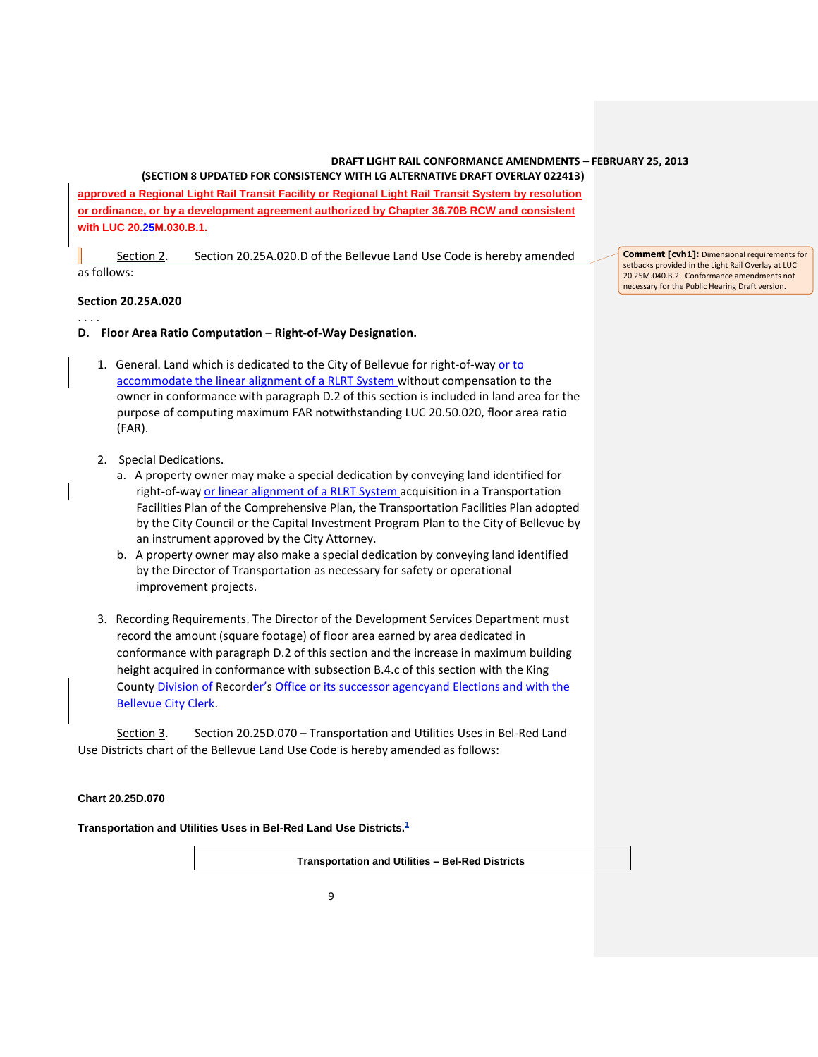approved a Regional Light Rail Transit Facility or Regional Light Rail Transit System by resolution or ordinance, or by a development agreement authorized by Chapter 36.70B RCW and consistent with LUC 20.25M.030.B.1.

Section 2. Section 20.25A.020.D of the Bellevue Land Use Code is hereby amended as follows:

Comment [cvh1]: Dimensional requirements for setbacks provided in the Light Rail Overlay at LUC 20.25M.040.B.2. Conformance amendments not necessary for the Public Hearing Draft version.

**Section 20.25A.020**

. . . .

**D. Floor Area Ratio Computation – Right-of-Way Designation.**

1. General. Land which is dedicated to the City of Bellevue for right-of-way or to accommodate the linear alignment of a RLRT System without compensation to the owner in conformance with paragraph D.2 of this section is included in land area for the purpose of computing maximum FAR notwithstanding LUC 20.50.020, floor area ratio (FAR).

2. Special Dedications.
   a. A property owner may make a special dedication by conveying land identified for right-of-way or linear alignment of a RLRT System acquisition in a Transportation Facilities Plan of the Comprehensive Plan, the Transportation Facilities Plan adopted by the City Council or the Capital Investment Program Plan to the City of Bellevue by an instrument approved by the City Attorney.
   b. A property owner may also make a special dedication by conveying land identified by the Director of Transportation as necessary for safety or operational improvement projects.

3. Recording Requirements. The Director of the Development Services Department must record the amount (square footage) of floor area earned by area dedicated in conformance with paragraph D.2 of this section and the increase in maximum building height acquired in conformance with subsection B.4.c of this section with the King County ~~Division of~~ Recorder's Office or its successor agency~~and Elections and with the Bellevue City Clerk~~.

Section 3. Section 20.25D.070 – Transportation and Utilities Uses in Bel-Red Land Use Districts chart of the Bellevue Land Use Code is hereby amended as follows:

**Chart 20.25D.070**

**Transportation and Utilities Uses in Bel-Red Land Use Districts.**[1]

| Transportation and Utilities – Bel-Red Districts |
|---|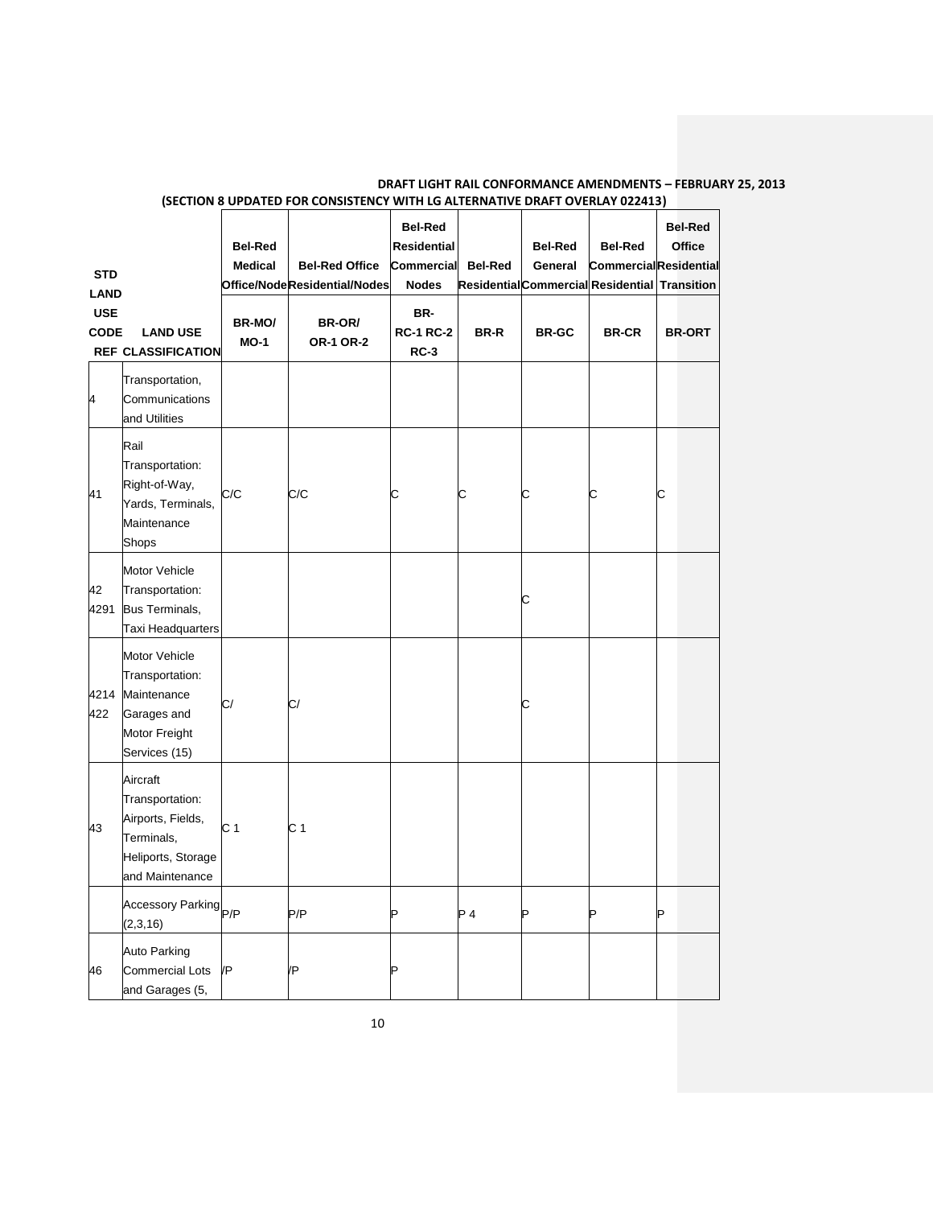**DRAFT LIGHT RAIL CONFORMANCE AMENDMENTS – FEBRUARY 25, 2013**
**(SECTION 8 UPDATED FOR CONSISTENCY WITH LG ALTERNATIVE DRAFT OVERLAY 022413)**

| STD LAND USE CODE REF | LAND USE CLASSIFICATION | Bel-Red Medical Office/Node | Bel-Red Office Residential/Nodes | Bel-Red Residential Commercial Nodes | Bel-Red Residential | Bel-Red General Commercial | Bel-Red Commercial Residential | Bel-Red Office Residential Transition |
|---|---|---|---|---|---|---|---|---|
| | | BR-MO/ MO-1 | BR-OR/ OR-1 OR-2 | BR- RC-1 RC-2 RC-3 | BR-R | BR-GC | BR-CR | BR-ORT |
| 4 | Transportation, Communications and Utilities | | | | | | | |
| 41 | Rail Transportation: Right-of-Way, Yards, Terminals, Maintenance Shops | C/C | C/C | C | C | C | C | C |
| 42 4291 | Motor Vehicle Transportation: Bus Terminals, Taxi Headquarters | | | | | C | | |
| 4214 422 | Motor Vehicle Transportation: Maintenance Garages and Motor Freight Services (15) | C/ | C/ | | | C | | |
| 43 | Aircraft Transportation: Airports, Fields, Terminals, Heliports, Storage and Maintenance | C 1 | C 1 | | | | | |
| | Accessory Parking (2,3,16) | P/P | P/P | P | P 4 | P | P | P |
| 46 | Auto Parking Commercial Lots and Garages (5, | /P | /P | P | | | | |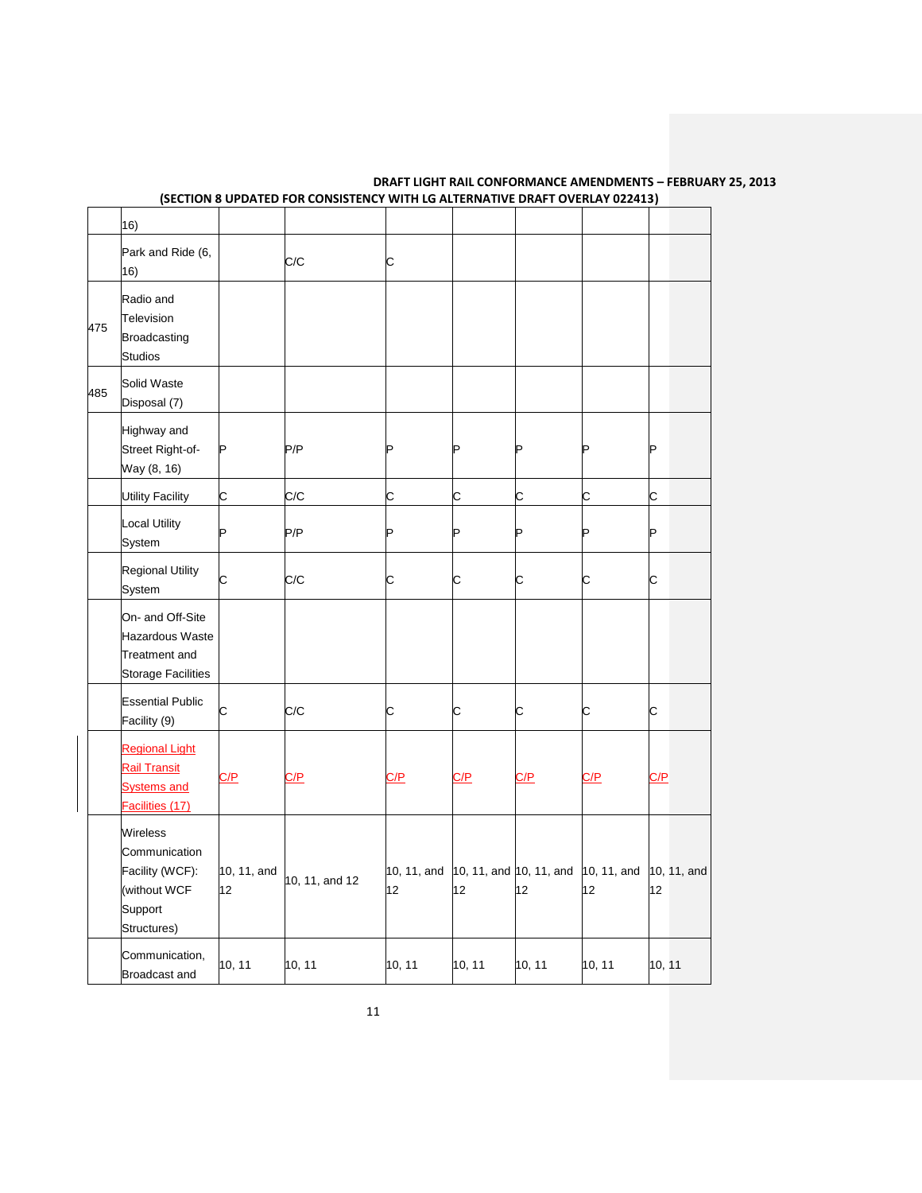**DRAFT LIGHT RAIL CONFORMANCE AMENDMENTS – FEBRUARY 25, 2013**
**(SECTION 8 UPDATED FOR CONSISTENCY WITH LG ALTERNATIVE DRAFT OVERLAY 022413)**

| | | | | | | | | |
|---|---|---|---|---|---|---|---|---|
| | 16) | | | | | | | |
| | Park and Ride (6, 16) | | C/C | C | | | | |
| 475 | Radio and Television Broadcasting Studios | | | | | | | |
| 485 | Solid Waste Disposal (7) | | | | | | | |
| | Highway and Street Right-of-Way (8, 16) | P | P/P | P | P | P | P | P |
| | Utility Facility | C | C/C | C | C | C | C | C |
| | Local Utility System | P | P/P | P | P | P | P | P |
| | Regional Utility System | C | C/C | C | C | C | C | C |
| | On- and Off-Site Hazardous Waste Treatment and Storage Facilities | | | | | | | |
| | Essential Public Facility (9) | C | C/C | C | C | C | C | C |
| | Regional Light Rail Transit Systems and Facilities (17) | C/P | C/P | C/P | C/P | C/P | C/P | C/P |
| | Wireless Communication Facility (WCF): (without WCF Support Structures) | 10, 11, and 12 | 10, 11, and 12 | 10, 11, and 12 | 10, 11, and 12 | 10, 11, and 12 | 10, 11, and 12 | 10, 11, and 12 |
| | Communication, Broadcast and | 10, 11 | 10, 11 | 10, 11 | 10, 11 | 10, 11 | 10, 11 | 10, 11 |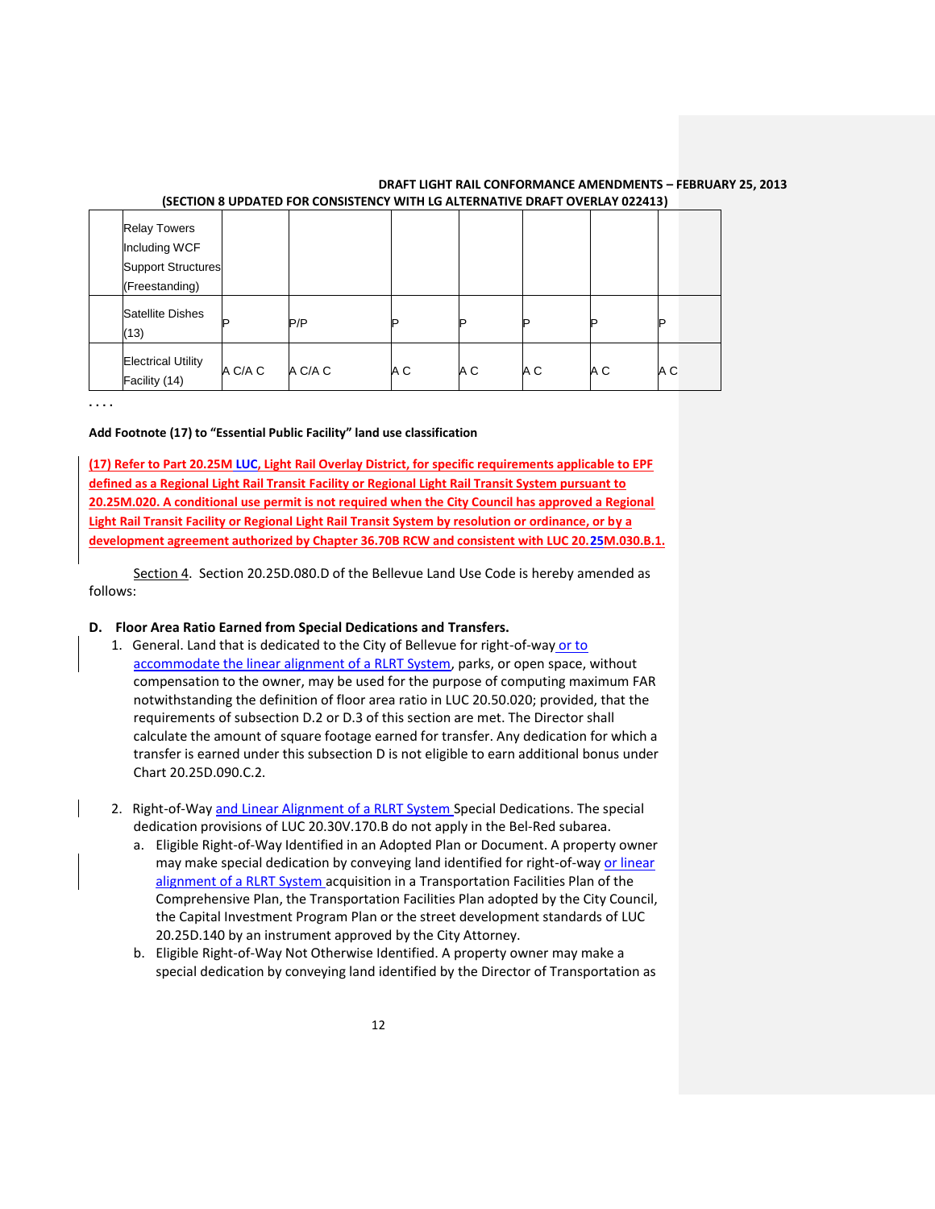| | Relay Towers Including WCF Support Structures (Freestanding) | | | | | | | |
|---|---|---|---|---|---|---|---|---|
| | Satellite Dishes (13) | P | P/P | P | P | P | P | P |
| | Electrical Utility Facility (14) | A C/A C | A C/A C | A C | A C | A C | A C | A C |

. . . .

**Add Footnote (17) to "Essential Public Facility" land use classification**

**(17) Refer to Part 20.25M LUC, Light Rail Overlay District, for specific requirements applicable to EPF defined as a Regional Light Rail Transit Facility or Regional Light Rail Transit System pursuant to 20.25M.020. A conditional use permit is not required when the City Council has approved a Regional Light Rail Transit Facility or Regional Light Rail Transit System by resolution or ordinance, or by a development agreement authorized by Chapter 36.70B RCW and consistent with LUC 20.25M.030.B.1.**

Section 4. Section 20.25D.080.D of the Bellevue Land Use Code is hereby amended as follows:

**D. Floor Area Ratio Earned from Special Dedications and Transfers.**

1. General. Land that is dedicated to the City of Bellevue for right-of-way or to accommodate the linear alignment of a RLRT System, parks, or open space, without compensation to the owner, may be used for the purpose of computing maximum FAR notwithstanding the definition of floor area ratio in LUC 20.50.020; provided, that the requirements of subsection D.2 or D.3 of this section are met. The Director shall calculate the amount of square footage earned for transfer. Any dedication for which a transfer is earned under this subsection D is not eligible to earn additional bonus under Chart 20.25D.090.C.2.

2. Right-of-Way and Linear Alignment of a RLRT System Special Dedications. The special dedication provisions of LUC 20.30V.170.B do not apply in the Bel-Red subarea.
   a. Eligible Right-of-Way Identified in an Adopted Plan or Document. A property owner may make special dedication by conveying land identified for right-of-way or linear alignment of a RLRT System acquisition in a Transportation Facilities Plan of the Comprehensive Plan, the Transportation Facilities Plan adopted by the City Council, the Capital Investment Program Plan or the street development standards of LUC 20.25D.140 by an instrument approved by the City Attorney.
   b. Eligible Right-of-Way Not Otherwise Identified. A property owner may make a special dedication by conveying land identified by the Director of Transportation as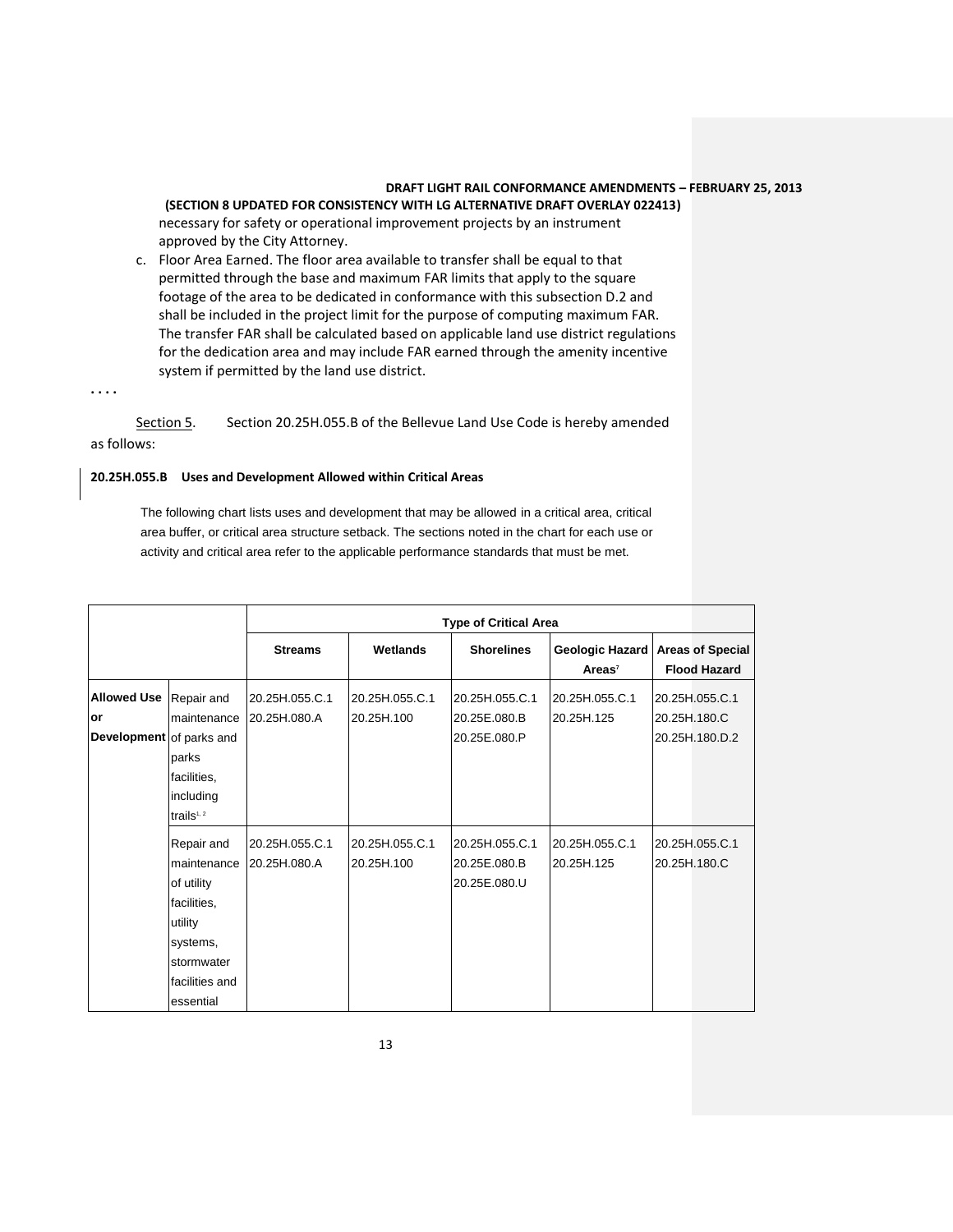necessary for safety or operational improvement projects by an instrument approved by the City Attorney.

c. Floor Area Earned. The floor area available to transfer shall be equal to that permitted through the base and maximum FAR limits that apply to the square footage of the area to be dedicated in conformance with this subsection D.2 and shall be included in the project limit for the purpose of computing maximum FAR. The transfer FAR shall be calculated based on applicable land use district regulations for the dedication area and may include FAR earned through the amenity incentive system if permitted by the land use district.

. . . .

Section 5. Section 20.25H.055.B of the Bellevue Land Use Code is hereby amended as follows:

**20.25H.055.B Uses and Development Allowed within Critical Areas**

The following chart lists uses and development that may be allowed in a critical area, critical area buffer, or critical area structure setback. The sections noted in the chart for each use or activity and critical area refer to the applicable performance standards that must be met.

| | | Type of Critical Area | | | | |
|---|---|---|---|---|---|---|
| | | **Streams** | **Wetlands** | **Shorelines** | **Geologic Hazard Areas**[7] | **Areas of Special Flood Hazard** |
| **Allowed Use or Development** | Repair and maintenance of parks and parks facilities, including trails[1, 2] | 20.25H.055.C.1 20.25H.080.A | 20.25H.055.C.1 20.25H.100 | 20.25H.055.C.1 20.25E.080.B 20.25E.080.P | 20.25H.055.C.1 20.25H.125 | 20.25H.055.C.1 20.25H.180.C 20.25H.180.D.2 |
| | Repair and maintenance of utility facilities, utility systems, stormwater facilities and essential | 20.25H.055.C.1 20.25H.080.A | 20.25H.055.C.1 20.25H.100 | 20.25H.055.C.1 20.25E.080.B 20.25E.080.U | 20.25H.055.C.1 20.25H.125 | 20.25H.055.C.1 20.25H.180.C |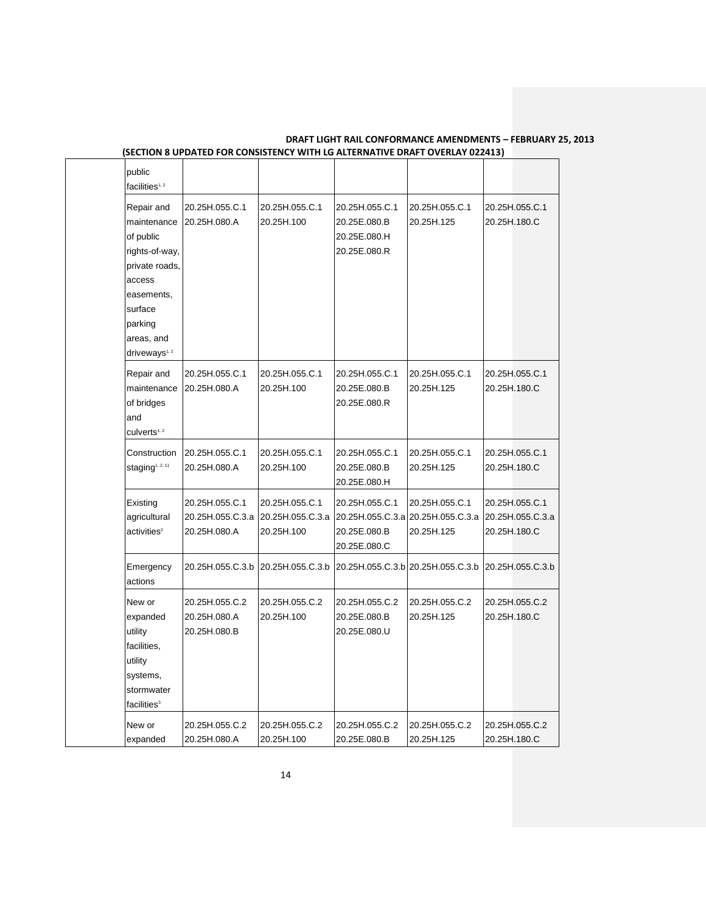**DRAFT LIGHT RAIL CONFORMANCE AMENDMENTS – FEBRUARY 25, 2013**
**(SECTION 8 UPDATED FOR CONSISTENCY WITH LG ALTERNATIVE DRAFT OVERLAY 022413)**

| | | | | | |
|---|---|---|---|---|---|
| public facilities[1, 2] | | | | | |
| Repair and maintenance of public rights-of-way, private roads, access easements, surface parking areas, and driveways[1, 2] | 20.25H.055.C.1<br>20.25H.080.A | 20.25H.055.C.1<br>20.25H.100 | 20.25H.055.C.1<br>20.25E.080.B<br>20.25E.080.H<br>20.25E.080.R | 20.25H.055.C.1<br>20.25H.125 | 20.25H.055.C.1<br>20.25H.180.C |
| Repair and maintenance of bridges and culverts[1, 2] | 20.25H.055.C.1<br>20.25H.080.A | 20.25H.055.C.1<br>20.25H.100 | 20.25H.055.C.1<br>20.25E.080.B<br>20.25E.080.R | 20.25H.055.C.1<br>20.25H.125 | 20.25H.055.C.1<br>20.25H.180.C |
| Construction staging[1, 2, 11] | 20.25H.055.C.1<br>20.25H.080.A | 20.25H.055.C.1<br>20.25H.100 | 20.25H.055.C.1<br>20.25E.080.B<br>20.25E.080.H | 20.25H.055.C.1<br>20.25H.125 | 20.25H.055.C.1<br>20.25H.180.C |
| Existing agricultural activities[2] | 20.25H.055.C.1<br>20.25H.055.C.3.a<br>20.25H.080.A | 20.25H.055.C.1<br>20.25H.055.C.3.a<br>20.25H.100 | 20.25H.055.C.1<br>20.25H.055.C.3.a<br>20.25E.080.B<br>20.25E.080.C | 20.25H.055.C.1<br>20.25H.055.C.3.a<br>20.25H.125 | 20.25H.055.C.1<br>20.25H.055.C.3.a<br>20.25H.180.C |
| Emergency actions | 20.25H.055.C.3.b | 20.25H.055.C.3.b | 20.25H.055.C.3.b | 20.25H.055.C.3.b | 20.25H.055.C.3.b |
| New or expanded utility facilities, utility systems, stormwater facilities[3] | 20.25H.055.C.2<br>20.25H.080.A<br>20.25H.080.B | 20.25H.055.C.2<br>20.25H.100 | 20.25H.055.C.2<br>20.25E.080.B<br>20.25E.080.U | 20.25H.055.C.2<br>20.25H.125 | 20.25H.055.C.2<br>20.25H.180.C |
| New or expanded | 20.25H.055.C.2<br>20.25H.080.A | 20.25H.055.C.2<br>20.25H.100 | 20.25H.055.C.2<br>20.25E.080.B | 20.25H.055.C.2<br>20.25H.125 | 20.25H.055.C.2<br>20.25H.180.C |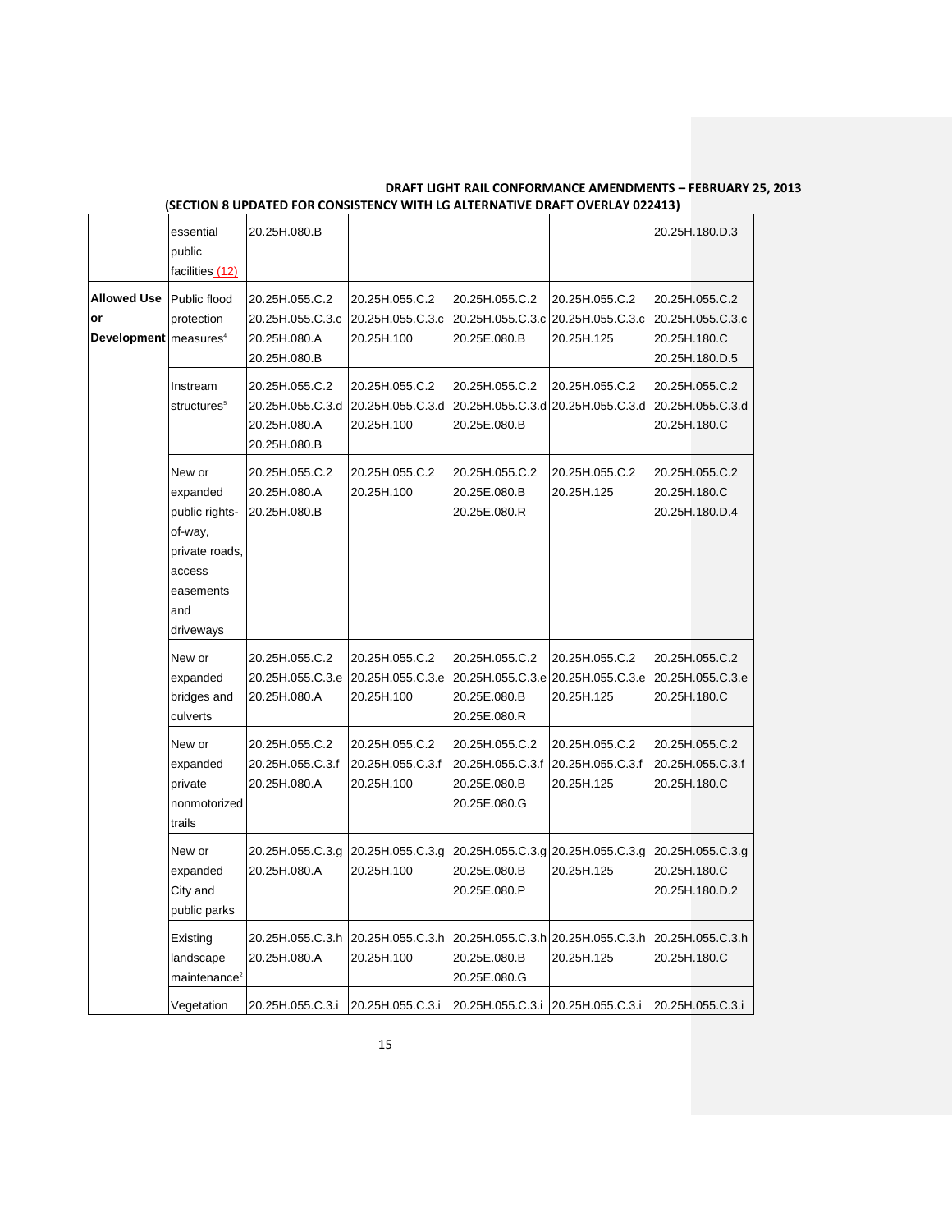**DRAFT LIGHT RAIL CONFORMANCE AMENDMENTS – FEBRUARY 25, 2013**
**(SECTION 8 UPDATED FOR CONSISTENCY WITH LG ALTERNATIVE DRAFT OVERLAY 022413)**

| | | | | | | |
|---|---|---|---|---|---|---|
| | essential public facilities (12) | 20.25H.080.B | | | | 20.25H.180.D.3 |
| **Allowed Use or Development** | Public flood protection measures[4] | 20.25H.055.C.2<br>20.25H.055.C.3.c<br>20.25H.080.A<br>20.25H.080.B | 20.25H.055.C.2<br>20.25H.055.C.3.c<br>20.25H.100 | 20.25H.055.C.2<br>20.25H.055.C.3.c<br>20.25E.080.B | 20.25H.055.C.2<br>20.25H.055.C.3.c<br>20.25H.125 | 20.25H.055.C.2<br>20.25H.055.C.3.c<br>20.25H.180.C<br>20.25H.180.D.5 |
| | Instream structures[5] | 20.25H.055.C.2<br>20.25H.055.C.3.d<br>20.25H.080.A<br>20.25H.080.B | 20.25H.055.C.2<br>20.25H.055.C.3.d<br>20.25H.100 | 20.25H.055.C.2<br>20.25H.055.C.3.d<br>20.25E.080.B | 20.25H.055.C.2<br>20.25H.055.C.3.d | 20.25H.055.C.2<br>20.25H.055.C.3.d<br>20.25H.180.C |
| | New or expanded public rights-of-way, private roads, access easements and driveways | 20.25H.055.C.2<br>20.25H.080.A<br>20.25H.080.B | 20.25H.055.C.2<br>20.25H.100 | 20.25H.055.C.2<br>20.25E.080.B<br>20.25E.080.R | 20.25H.055.C.2<br>20.25H.125 | 20.25H.055.C.2<br>20.25H.180.C<br>20.25H.180.D.4 |
| | New or expanded bridges and culverts | 20.25H.055.C.2<br>20.25H.055.C.3.e<br>20.25H.080.A | 20.25H.055.C.2<br>20.25H.055.C.3.e<br>20.25H.100 | 20.25H.055.C.2<br>20.25H.055.C.3.e<br>20.25E.080.B<br>20.25E.080.R | 20.25H.055.C.2<br>20.25H.055.C.3.e<br>20.25H.125 | 20.25H.055.C.2<br>20.25H.055.C.3.e<br>20.25H.180.C |
| | New or expanded private nonmotorized trails | 20.25H.055.C.2<br>20.25H.055.C.3.f<br>20.25H.080.A | 20.25H.055.C.2<br>20.25H.055.C.3.f<br>20.25H.100 | 20.25H.055.C.2<br>20.25H.055.C.3.f<br>20.25E.080.B<br>20.25E.080.G | 20.25H.055.C.2<br>20.25H.055.C.3.f<br>20.25H.125 | 20.25H.055.C.2<br>20.25H.055.C.3.f<br>20.25H.180.C |
| | New or expanded City and public parks | 20.25H.055.C.3.g<br>20.25H.080.A | 20.25H.055.C.3.g<br>20.25H.100 | 20.25H.055.C.3.g<br>20.25E.080.B<br>20.25E.080.P | 20.25H.055.C.3.g<br>20.25H.125 | 20.25H.055.C.3.g<br>20.25H.180.C<br>20.25H.180.D.2 |
| | Existing landscape maintenance[2] | 20.25H.055.C.3.h<br>20.25H.080.A | 20.25H.055.C.3.h<br>20.25H.100 | 20.25H.055.C.3.h<br>20.25E.080.B<br>20.25E.080.G | 20.25H.055.C.3.h<br>20.25H.125 | 20.25H.055.C.3.h<br>20.25H.180.C |
| | Vegetation | 20.25H.055.C.3.i | 20.25H.055.C.3.i | 20.25H.055.C.3.i | 20.25H.055.C.3.i | 20.25H.055.C.3.i |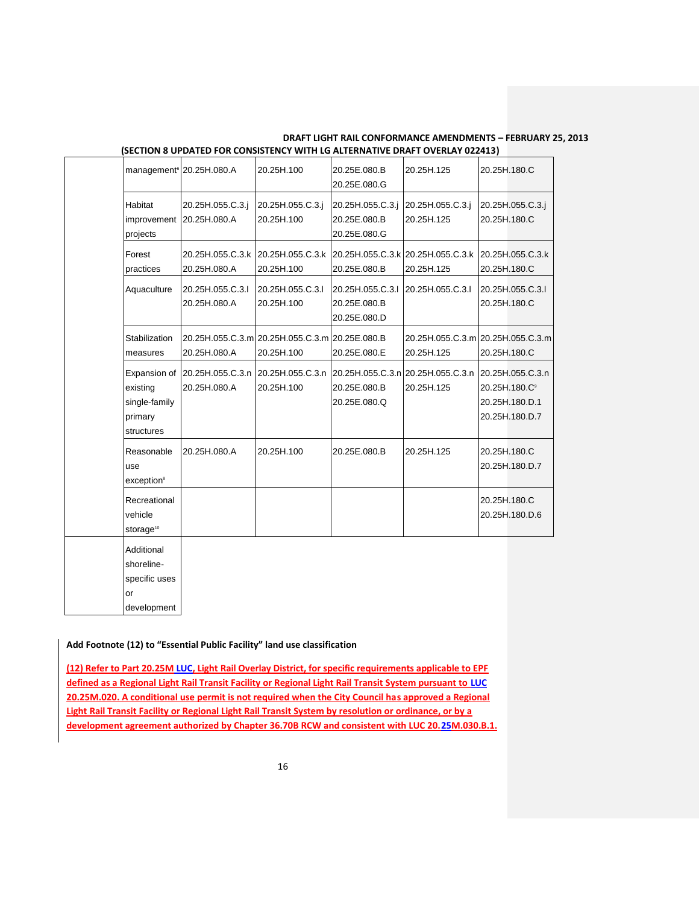DRAFT LIGHT RAIL CONFORMANCE AMENDMENTS – FEBRUARY 25, 2013
(SECTION 8 UPDATED FOR CONSISTENCY WITH LG ALTERNATIVE DRAFT OVERLAY 022413)

| | | | | | | |
|---|---|---|---|---|---|---|
| | management[6] | 20.25H.080.A | 20.25H.100 | 20.25E.080.B 20.25E.080.G | 20.25H.125 | 20.25H.180.C |
| | Habitat improvement projects | 20.25H.055.C.3.j 20.25H.080.A | 20.25H.055.C.3.j 20.25H.100 | 20.25H.055.C.3.j 20.25E.080.B 20.25E.080.G | 20.25H.055.C.3.j 20.25H.125 | 20.25H.055.C.3.j 20.25H.180.C |
| | Forest practices | 20.25H.055.C.3.k 20.25H.080.A | 20.25H.055.C.3.k 20.25H.100 | 20.25H.055.C.3.k 20.25E.080.B | 20.25H.055.C.3.k 20.25H.125 | 20.25H.055.C.3.k 20.25H.180.C |
| | Aquaculture | 20.25H.055.C.3.l 20.25H.080.A | 20.25H.055.C.3.l 20.25H.100 | 20.25H.055.C.3.l 20.25E.080.B 20.25E.080.D | 20.25H.055.C.3.l | 20.25H.055.C.3.l 20.25H.180.C |
| | Stabilization measures | 20.25H.055.C.3.m 20.25H.080.A | 20.25H.055.C.3.m 20.25H.100 | 20.25E.080.B 20.25E.080.E | 20.25H.055.C.3.m 20.25H.125 | 20.25H.055.C.3.m 20.25H.180.C |
| | Expansion of existing single-family primary structures | 20.25H.055.C.3.n 20.25H.080.A | 20.25H.055.C.3.n 20.25H.100 | 20.25H.055.C.3.n 20.25E.080.B 20.25E.080.Q | 20.25H.055.C.3.n 20.25H.125 | 20.25H.055.C.3.n 20.25H.180.C[9] 20.25H.180.D.1 20.25H.180.D.7 |
| | Reasonable use exception[8] | 20.25H.080.A | 20.25H.100 | 20.25E.080.B | 20.25H.125 | 20.25H.180.C 20.25H.180.D.7 |
| | Recreational vehicle storage[10] | | | | | 20.25H.180.C 20.25H.180.D.6 |
| | Additional shoreline-specific uses or development | | | | | |

**Add Footnote (12) to "Essential Public Facility" land use classification**

**(12) Refer to Part 20.25M LUC, Light Rail Overlay District, for specific requirements applicable to EPF defined as a Regional Light Rail Transit Facility or Regional Light Rail Transit System pursuant to LUC 20.25M.020. A conditional use permit is not required when the City Council has approved a Regional Light Rail Transit Facility or Regional Light Rail Transit System by resolution or ordinance, or by a development agreement authorized by Chapter 36.70B RCW and consistent with LUC 20.25M.030.B.1.**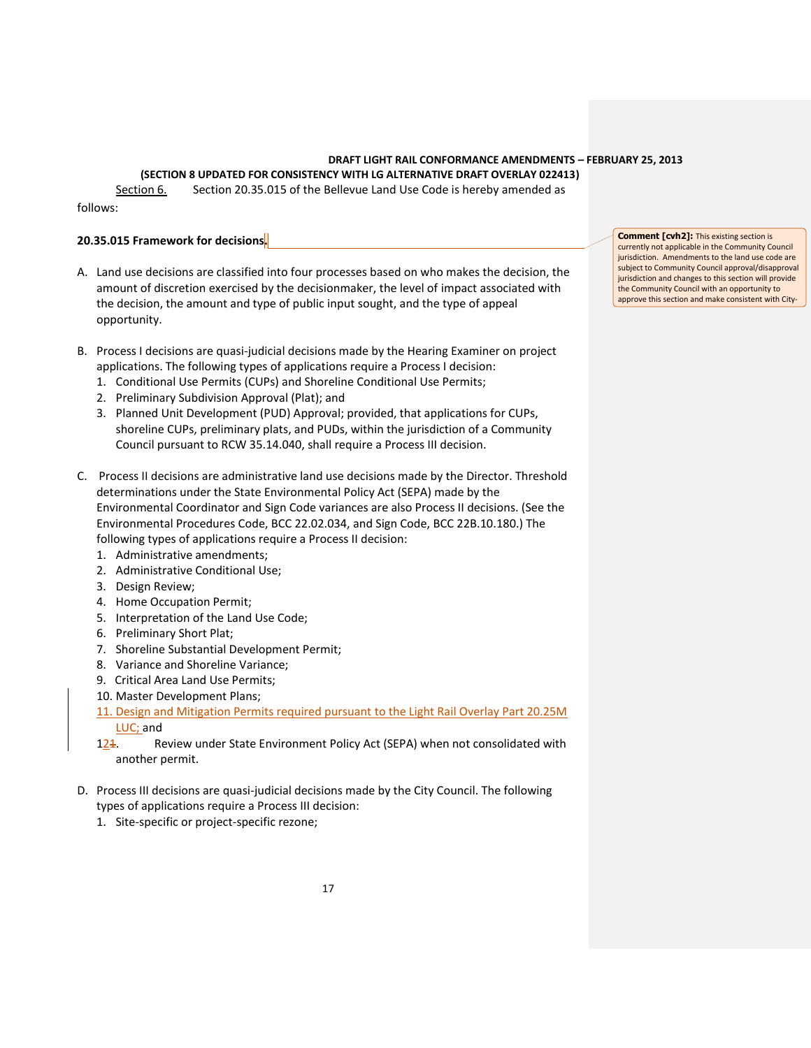**DRAFT LIGHT RAIL CONFORMANCE AMENDMENTS – FEBRUARY 25, 2013**

**(SECTION 8 UPDATED FOR CONSISTENCY WITH LG ALTERNATIVE DRAFT OVERLAY 022413)**

Section 6. Section 20.35.015 of the Bellevue Land Use Code is hereby amended as follows:

**20.35.015 Framework for decisions.**

> **Comment [cvh2]:** This existing section is currently not applicable in the Community Council jurisdiction. Amendments to the land use code are subject to Community Council approval/disapproval jurisdiction and changes to this section will provide the Community Council with an opportunity to approve this section and make consistent with City-

A. Land use decisions are classified into four processes based on who makes the decision, the amount of discretion exercised by the decisionmaker, the level of impact associated with the decision, the amount and type of public input sought, and the type of appeal opportunity.

B. Process I decisions are quasi-judicial decisions made by the Hearing Examiner on project applications. The following types of applications require a Process I decision:
   1. Conditional Use Permits (CUPs) and Shoreline Conditional Use Permits;
   2. Preliminary Subdivision Approval (Plat); and
   3. Planned Unit Development (PUD) Approval; provided, that applications for CUPs, shoreline CUPs, preliminary plats, and PUDs, within the jurisdiction of a Community Council pursuant to RCW 35.14.040, shall require a Process III decision.

C. Process II decisions are administrative land use decisions made by the Director. Threshold determinations under the State Environmental Policy Act (SEPA) made by the Environmental Coordinator and Sign Code variances are also Process II decisions. (See the Environmental Procedures Code, BCC 22.02.034, and Sign Code, BCC 22B.10.180.) The following types of applications require a Process II decision:
   1. Administrative amendments;
   2. Administrative Conditional Use;
   3. Design Review;
   4. Home Occupation Permit;
   5. Interpretation of the Land Use Code;
   6. Preliminary Short Plat;
   7. Shoreline Substantial Development Permit;
   8. Variance and Shoreline Variance;
   9. Critical Area Land Use Permits;
   10. Master Development Plans;
   11. Design and Mitigation Permits required pursuant to the Light Rail Overlay Part 20.25M LUC; and
   12~~1~~. Review under State Environment Policy Act (SEPA) when not consolidated with another permit.

D. Process III decisions are quasi-judicial decisions made by the City Council. The following types of applications require a Process III decision:
   1. Site-specific or project-specific rezone;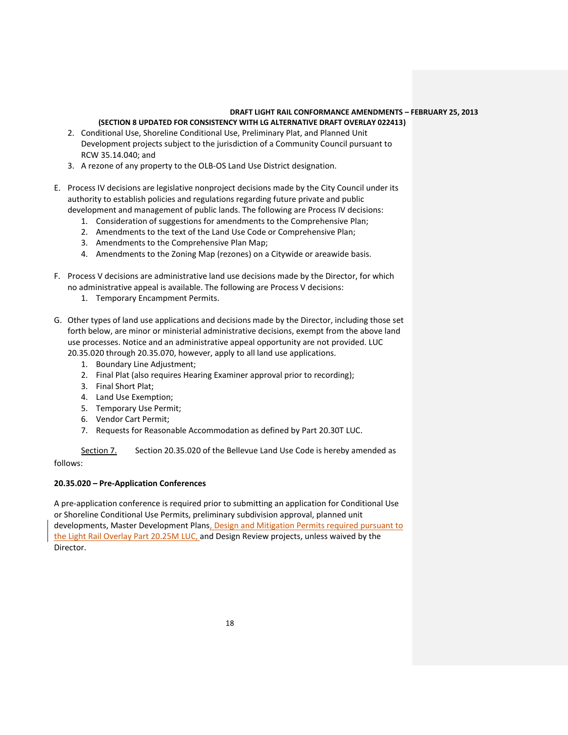2. Conditional Use, Shoreline Conditional Use, Preliminary Plat, and Planned Unit Development projects subject to the jurisdiction of a Community Council pursuant to RCW 35.14.040; and
3. A rezone of any property to the OLB-OS Land Use District designation.

E. Process IV decisions are legislative nonproject decisions made by the City Council under its authority to establish policies and regulations regarding future private and public development and management of public lands. The following are Process IV decisions:
   1. Consideration of suggestions for amendments to the Comprehensive Plan;
   2. Amendments to the text of the Land Use Code or Comprehensive Plan;
   3. Amendments to the Comprehensive Plan Map;
   4. Amendments to the Zoning Map (rezones) on a Citywide or areawide basis.

F. Process V decisions are administrative land use decisions made by the Director, for which no administrative appeal is available. The following are Process V decisions:
   1. Temporary Encampment Permits.

G. Other types of land use applications and decisions made by the Director, including those set forth below, are minor or ministerial administrative decisions, exempt from the above land use processes. Notice and an administrative appeal opportunity are not provided. LUC 20.35.020 through 20.35.070, however, apply to all land use applications.
   1. Boundary Line Adjustment;
   2. Final Plat (also requires Hearing Examiner approval prior to recording);
   3. Final Short Plat;
   4. Land Use Exemption;
   5. Temporary Use Permit;
   6. Vendor Cart Permit;
   7. Requests for Reasonable Accommodation as defined by Part 20.30T LUC.

Section 7. Section 20.35.020 of the Bellevue Land Use Code is hereby amended as follows:

**20.35.020 – Pre-Application Conferences**

A pre-application conference is required prior to submitting an application for Conditional Use or Shoreline Conditional Use Permits, preliminary subdivision approval, planned unit developments, Master Development Plans, Design and Mitigation Permits required pursuant to the Light Rail Overlay Part 20.25M LUC, and Design Review projects, unless waived by the Director.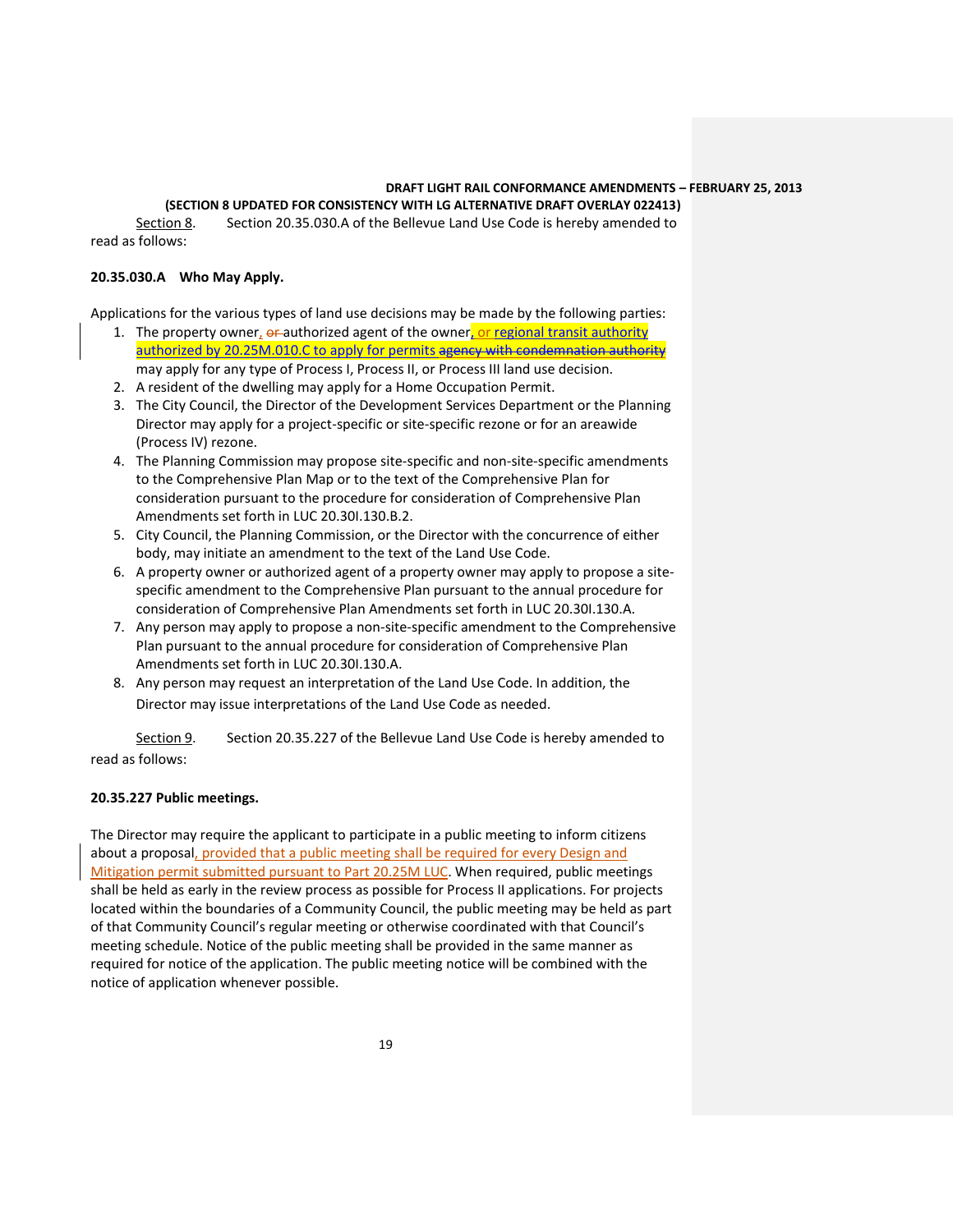**DRAFT LIGHT RAIL CONFORMANCE AMENDMENTS – FEBRUARY 25, 2013**

**(SECTION 8 UPDATED FOR CONSISTENCY WITH LG ALTERNATIVE DRAFT OVERLAY 022413)**

Section 8. Section 20.35.030.A of the Bellevue Land Use Code is hereby amended to read as follows:

**20.35.030.A Who May Apply.**

Applications for the various types of land use decisions may be made by the following parties:

1. The property owner, ~~or~~ authorized agent of the owner, or regional transit authority authorized by 20.25M.010.C to apply for permits ~~agency with condemnation authority~~ may apply for any type of Process I, Process II, or Process III land use decision.
2. A resident of the dwelling may apply for a Home Occupation Permit.
3. The City Council, the Director of the Development Services Department or the Planning Director may apply for a project-specific or site-specific rezone or for an areawide (Process IV) rezone.
4. The Planning Commission may propose site-specific and non-site-specific amendments to the Comprehensive Plan Map or to the text of the Comprehensive Plan for consideration pursuant to the procedure for consideration of Comprehensive Plan Amendments set forth in LUC 20.30I.130.B.2.
5. City Council, the Planning Commission, or the Director with the concurrence of either body, may initiate an amendment to the text of the Land Use Code.
6. A property owner or authorized agent of a property owner may apply to propose a site-specific amendment to the Comprehensive Plan pursuant to the annual procedure for consideration of Comprehensive Plan Amendments set forth in LUC 20.30I.130.A.
7. Any person may apply to propose a non-site-specific amendment to the Comprehensive Plan pursuant to the annual procedure for consideration of Comprehensive Plan Amendments set forth in LUC 20.30I.130.A.
8. Any person may request an interpretation of the Land Use Code. In addition, the Director may issue interpretations of the Land Use Code as needed.

Section 9. Section 20.35.227 of the Bellevue Land Use Code is hereby amended to read as follows:

**20.35.227 Public meetings.**

The Director may require the applicant to participate in a public meeting to inform citizens about a proposal, provided that a public meeting shall be required for every Design and Mitigation permit submitted pursuant to Part 20.25M LUC. When required, public meetings shall be held as early in the review process as possible for Process II applications. For projects located within the boundaries of a Community Council, the public meeting may be held as part of that Community Council's regular meeting or otherwise coordinated with that Council's meeting schedule. Notice of the public meeting shall be provided in the same manner as required for notice of the application. The public meeting notice will be combined with the notice of application whenever possible.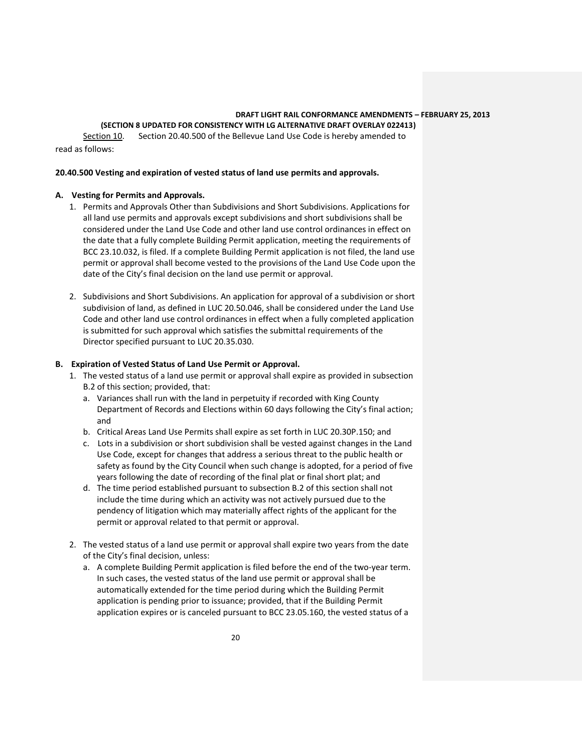**DRAFT LIGHT RAIL CONFORMANCE AMENDMENTS – FEBRUARY 25, 2013**
**(SECTION 8 UPDATED FOR CONSISTENCY WITH LG ALTERNATIVE DRAFT OVERLAY 022413)**

Section 10. Section 20.40.500 of the Bellevue Land Use Code is hereby amended to read as follows:

**20.40.500 Vesting and expiration of vested status of land use permits and approvals.**

**A. Vesting for Permits and Approvals.**

1. Permits and Approvals Other than Subdivisions and Short Subdivisions. Applications for all land use permits and approvals except subdivisions and short subdivisions shall be considered under the Land Use Code and other land use control ordinances in effect on the date that a fully complete Building Permit application, meeting the requirements of BCC 23.10.032, is filed. If a complete Building Permit application is not filed, the land use permit or approval shall become vested to the provisions of the Land Use Code upon the date of the City's final decision on the land use permit or approval.

2. Subdivisions and Short Subdivisions. An application for approval of a subdivision or short subdivision of land, as defined in LUC 20.50.046, shall be considered under the Land Use Code and other land use control ordinances in effect when a fully completed application is submitted for such approval which satisfies the submittal requirements of the Director specified pursuant to LUC 20.35.030.

**B. Expiration of Vested Status of Land Use Permit or Approval.**

1. The vested status of a land use permit or approval shall expire as provided in subsection B.2 of this section; provided, that:
   a. Variances shall run with the land in perpetuity if recorded with King County Department of Records and Elections within 60 days following the City's final action; and
   b. Critical Areas Land Use Permits shall expire as set forth in LUC 20.30P.150; and
   c. Lots in a subdivision or short subdivision shall be vested against changes in the Land Use Code, except for changes that address a serious threat to the public health or safety as found by the City Council when such change is adopted, for a period of five years following the date of recording of the final plat or final short plat; and
   d. The time period established pursuant to subsection B.2 of this section shall not include the time during which an activity was not actively pursued due to the pendency of litigation which may materially affect rights of the applicant for the permit or approval related to that permit or approval.

2. The vested status of a land use permit or approval shall expire two years from the date of the City's final decision, unless:
   a. A complete Building Permit application is filed before the end of the two-year term. In such cases, the vested status of the land use permit or approval shall be automatically extended for the time period during which the Building Permit application is pending prior to issuance; provided, that if the Building Permit application expires or is canceled pursuant to BCC 23.05.160, the vested status of a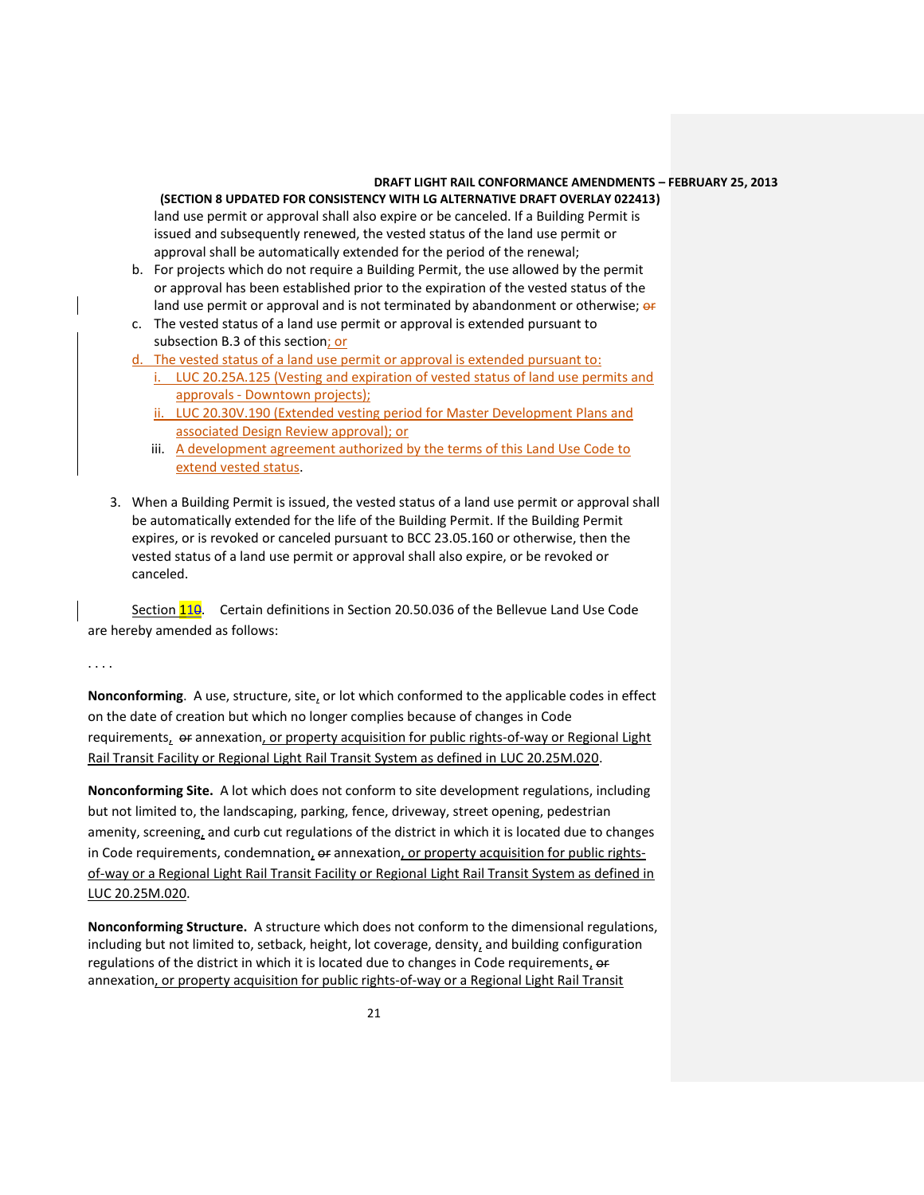land use permit or approval shall also expire or be canceled. If a Building Permit is issued and subsequently renewed, the vested status of the land use permit or approval shall be automatically extended for the period of the renewal;

b. For projects which do not require a Building Permit, the use allowed by the permit or approval has been established prior to the expiration of the vested status of the land use permit or approval and is not terminated by abandonment or otherwise; ~~or~~

c. The vested status of a land use permit or approval is extended pursuant to subsection B.3 of this section<u>; or</u>

<u>d. The vested status of a land use permit or approval is extended pursuant to:</u>

   <u>i. LUC 20.25A.125 (Vesting and expiration of vested status of land use permits and approvals - Downtown projects);</u>

   <u>ii. LUC 20.30V.190 (Extended vesting period for Master Development Plans and associated Design Review approval); or</u>

   iii. <u>A development agreement authorized by the terms of this Land Use Code to extend vested status</u>.

3. When a Building Permit is issued, the vested status of a land use permit or approval shall be automatically extended for the life of the Building Permit. If the Building Permit expires, or is revoked or canceled pursuant to BCC 23.05.160 or otherwise, then the vested status of a land use permit or approval shall also expire, or be revoked or canceled.

<u>Section 11~~0~~.</u> Certain definitions in Section 20.50.036 of the Bellevue Land Use Code are hereby amended as follows:

. . . .

**Nonconforming**. A use, structure, site<u>,</u> or lot which conformed to the applicable codes in effect on the date of creation but which no longer complies because of changes in Code requirements<u>,</u> ~~or~~ annexation<u>, or property acquisition for public rights-of-way or Regional Light Rail Transit Facility or Regional Light Rail Transit System as defined in LUC 20.25M.020</u>.

**Nonconforming Site.** A lot which does not conform to site development regulations, including but not limited to, the landscaping, parking, fence, driveway, street opening, pedestrian amenity, screening<u>,</u> and curb cut regulations of the district in which it is located due to changes in Code requirements, condemnation<u>,</u> ~~or~~ annexation<u>, or property acquisition for public rights-of-way or a Regional Light Rail Transit Facility or Regional Light Rail Transit System as defined in LUC 20.25M.020</u>.

**Nonconforming Structure.** A structure which does not conform to the dimensional regulations, including but not limited to, setback, height, lot coverage, density<u>,</u> and building configuration regulations of the district in which it is located due to changes in Code requirements<u>,</u> ~~or~~ annexation<u>, or property acquisition for public rights-of-way or a Regional Light Rail Transit</u>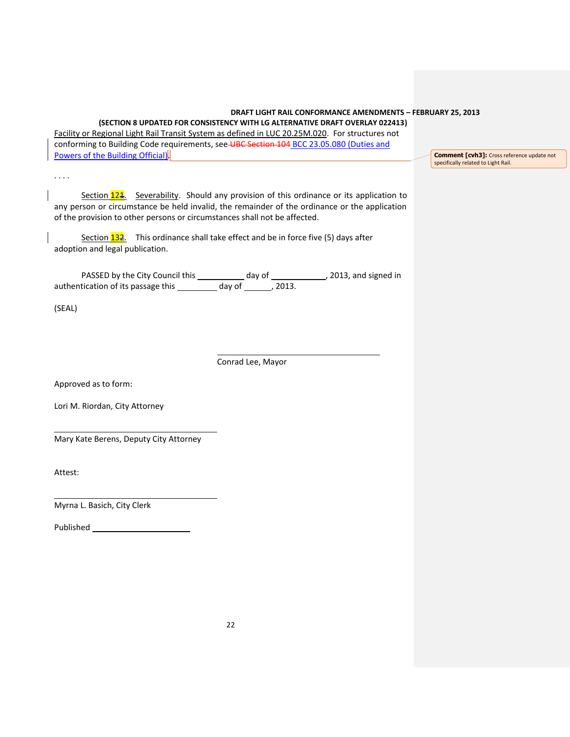**DRAFT LIGHT RAIL CONFORMANCE AMENDMENTS – FEBRUARY 25, 2013**
**(SECTION 8 UPDATED FOR CONSISTENCY WITH LG ALTERNATIVE DRAFT OVERLAY 022413)**

Facility or Regional Light Rail Transit System as defined in LUC 20.25M.020. For structures not conforming to Building Code requirements, see ~~UBC Section 104~~ BCC 23.05.080 (Duties and Powers of the Building Official).

Comment [cvh3]: Cross reference update not specifically related to Light Rail.

. . . .

Section 12~~1~~. Severability. Should any provision of this ordinance or its application to any person or circumstance be held invalid, the remainder of the ordinance or the application of the provision to other persons or circumstances shall not be affected.

Section 13~~2~~. This ordinance shall take effect and be in force five (5) days after adoption and legal publication.

PASSED by the City Council this __________ day of ____________, 2013, and signed in authentication of its passage this _________ day of ______, 2013.

(SEAL)

_______________________________
Conrad Lee, Mayor

Approved as to form:

Lori M. Riordan, City Attorney

_______________________________
Mary Kate Berens, Deputy City Attorney

Attest:

_______________________________
Myrna L. Basich, City Clerk

Published ______________________